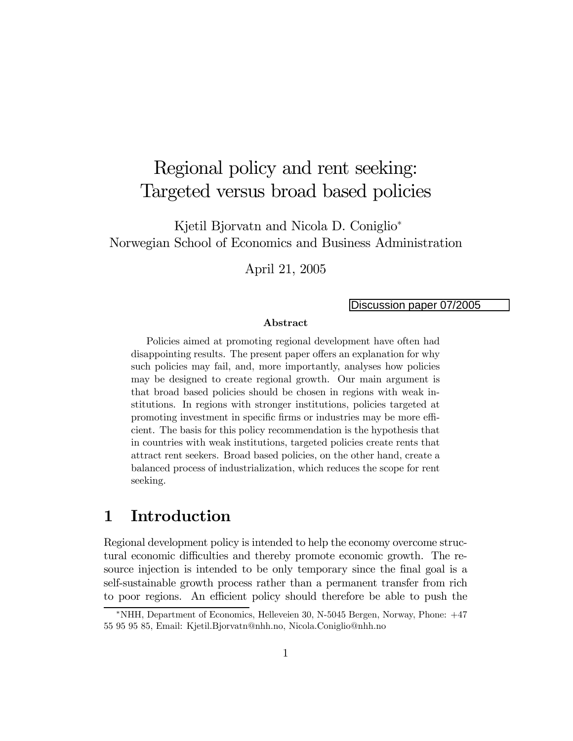# Regional policy and rent seeking: Targeted versus broad based policies

Kjetil Bjorvatn and Nicola D. Coniglio*
Norwegian School of Economics and Business Administration

April 21, 2005

Discussion paper 07/2005

**Abstract**

Policies aimed at promoting regional development have often had disappointing results. The present paper offers an explanation for why such policies may fail, and, more importantly, analyses how policies may be designed to create regional growth. Our main argument is that broad based policies should be chosen in regions with weak institutions. In regions with stronger institutions, policies targeted at promoting investment in specific firms or industries may be more efficient. The basis for this policy recommendation is the hypothesis that in countries with weak institutions, targeted policies create rents that attract rent seekers. Broad based policies, on the other hand, create a balanced process of industrialization, which reduces the scope for rent seeking.

## 1 Introduction

Regional development policy is intended to help the economy overcome structural economic difficulties and thereby promote economic growth. The resource injection is intended to be only temporary since the final goal is a self-sustainable growth process rather than a permanent transfer from rich to poor regions. An efficient policy should therefore be able to push the

*NHH, Department of Economics, Helleveien 30, N-5045 Bergen, Norway, Phone: +47 55 95 95 85, Email: Kjetil.Bjorvatn@nhh.no, Nicola.Coniglio@nhh.no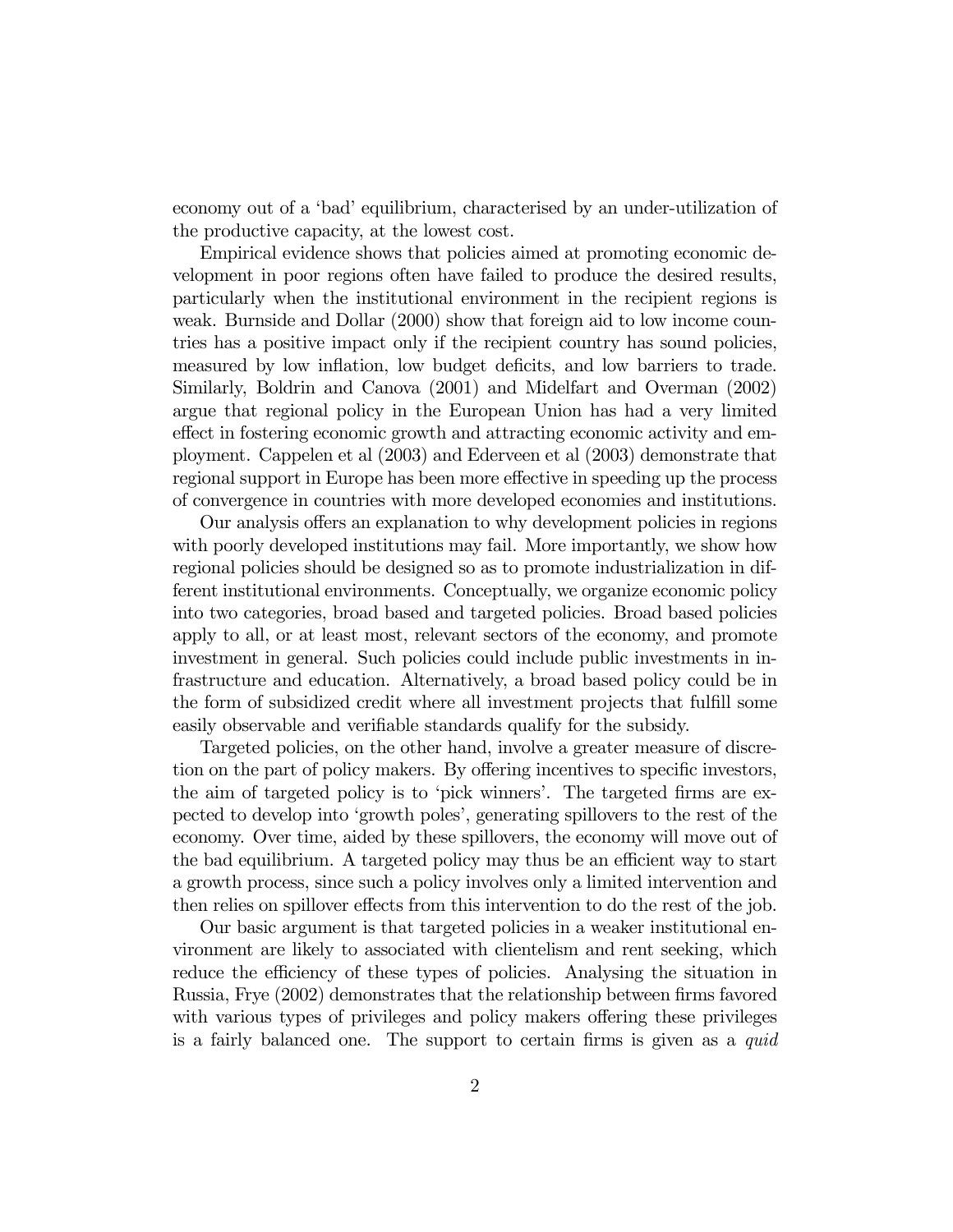economy out of a 'bad' equilibrium, characterised by an under-utilization of the productive capacity, at the lowest cost.

Empirical evidence shows that policies aimed at promoting economic development in poor regions often have failed to produce the desired results, particularly when the institutional environment in the recipient regions is weak. Burnside and Dollar (2000) show that foreign aid to low income countries has a positive impact only if the recipient country has sound policies, measured by low inflation, low budget deficits, and low barriers to trade. Similarly, Boldrin and Canova (2001) and Midelfart and Overman (2002) argue that regional policy in the European Union has had a very limited effect in fostering economic growth and attracting economic activity and employment. Cappelen et al (2003) and Ederveen et al (2003) demonstrate that regional support in Europe has been more effective in speeding up the process of convergence in countries with more developed economies and institutions.

Our analysis offers an explanation to why development policies in regions with poorly developed institutions may fail. More importantly, we show how regional policies should be designed so as to promote industrialization in different institutional environments. Conceptually, we organize economic policy into two categories, broad based and targeted policies. Broad based policies apply to all, or at least most, relevant sectors of the economy, and promote investment in general. Such policies could include public investments in infrastructure and education. Alternatively, a broad based policy could be in the form of subsidized credit where all investment projects that fulfill some easily observable and verifiable standards qualify for the subsidy.

Targeted policies, on the other hand, involve a greater measure of discretion on the part of policy makers. By offering incentives to specific investors, the aim of targeted policy is to 'pick winners'. The targeted firms are expected to develop into 'growth poles', generating spillovers to the rest of the economy. Over time, aided by these spillovers, the economy will move out of the bad equilibrium. A targeted policy may thus be an efficient way to start a growth process, since such a policy involves only a limited intervention and then relies on spillover effects from this intervention to do the rest of the job.

Our basic argument is that targeted policies in a weaker institutional environment are likely to associated with clientelism and rent seeking, which reduce the efficiency of these types of policies. Analysing the situation in Russia, Frye (2002) demonstrates that the relationship between firms favored with various types of privileges and policy makers offering these privileges is a fairly balanced one. The support to certain firms is given as a *quid*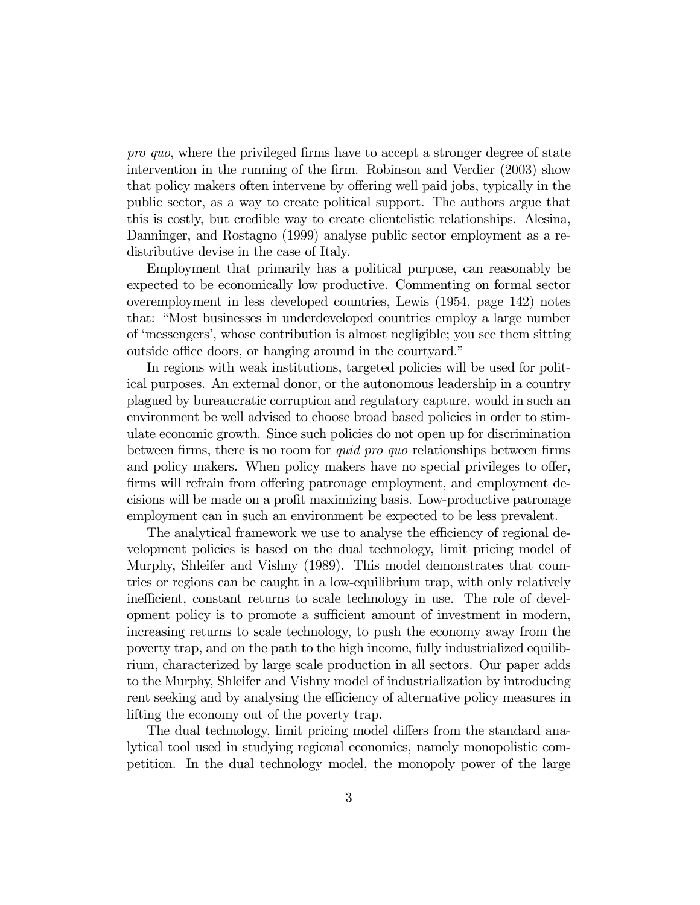*pro quo*, where the privileged firms have to accept a stronger degree of state intervention in the running of the firm. Robinson and Verdier (2003) show that policy makers often intervene by offering well paid jobs, typically in the public sector, as a way to create political support. The authors argue that this is costly, but credible way to create clientelistic relationships. Alesina, Danninger, and Rostagno (1999) analyse public sector employment as a redistributive devise in the case of Italy.

Employment that primarily has a political purpose, can reasonably be expected to be economically low productive. Commenting on formal sector overemployment in less developed countries, Lewis (1954, page 142) notes that: "Most businesses in underdeveloped countries employ a large number of 'messengers', whose contribution is almost negligible; you see them sitting outside office doors, or hanging around in the courtyard."

In regions with weak institutions, targeted policies will be used for political purposes. An external donor, or the autonomous leadership in a country plagued by bureaucratic corruption and regulatory capture, would in such an environment be well advised to choose broad based policies in order to stimulate economic growth. Since such policies do not open up for discrimination between firms, there is no room for *quid pro quo* relationships between firms and policy makers. When policy makers have no special privileges to offer, firms will refrain from offering patronage employment, and employment decisions will be made on a profit maximizing basis. Low-productive patronage employment can in such an environment be expected to be less prevalent.

The analytical framework we use to analyse the efficiency of regional development policies is based on the dual technology, limit pricing model of Murphy, Shleifer and Vishny (1989). This model demonstrates that countries or regions can be caught in a low-equilibrium trap, with only relatively inefficient, constant returns to scale technology in use. The role of development policy is to promote a sufficient amount of investment in modern, increasing returns to scale technology, to push the economy away from the poverty trap, and on the path to the high income, fully industrialized equilibrium, characterized by large scale production in all sectors. Our paper adds to the Murphy, Shleifer and Vishny model of industrialization by introducing rent seeking and by analysing the efficiency of alternative policy measures in lifting the economy out of the poverty trap.

The dual technology, limit pricing model differs from the standard analytical tool used in studying regional economics, namely monopolistic competition. In the dual technology model, the monopoly power of the large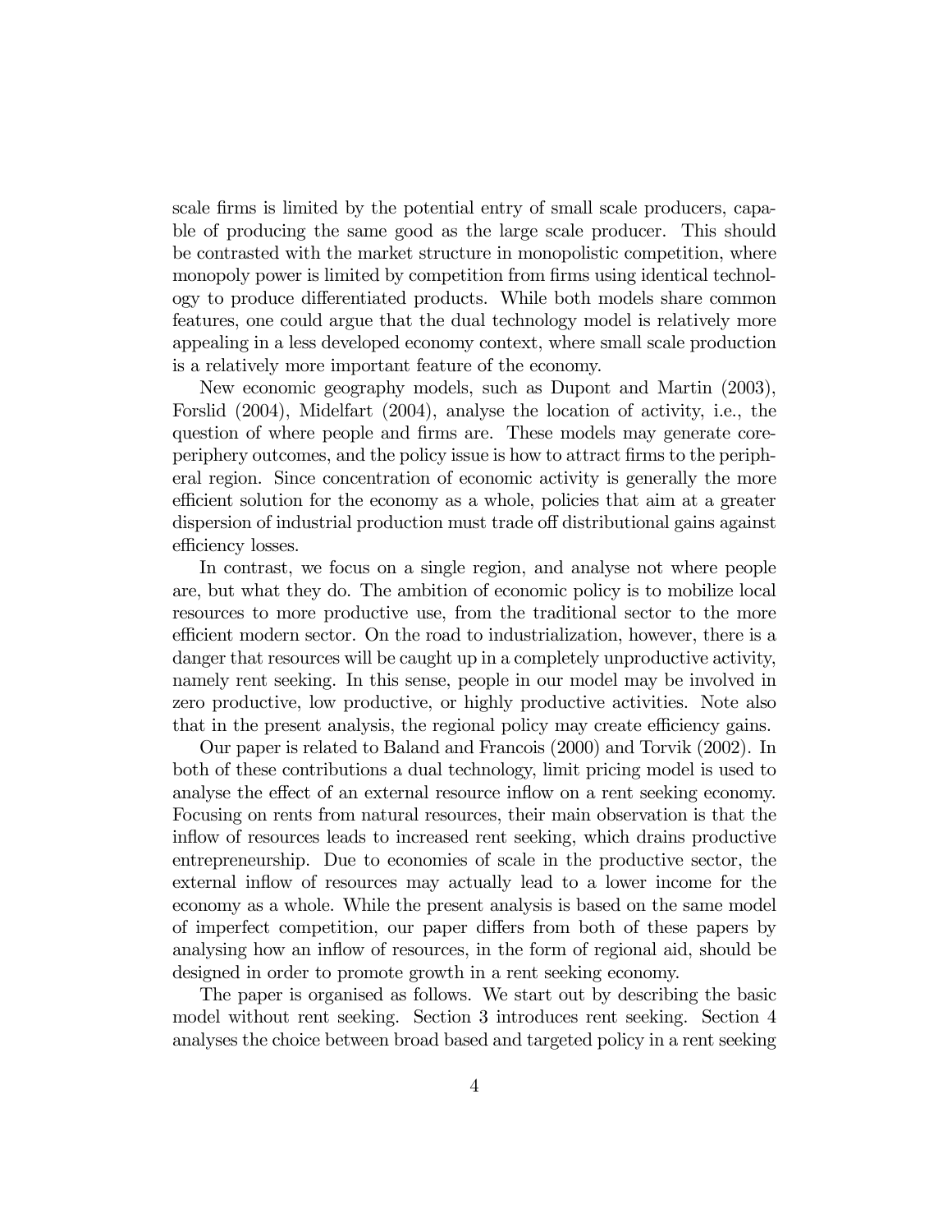scale firms is limited by the potential entry of small scale producers, capable of producing the same good as the large scale producer. This should be contrasted with the market structure in monopolistic competition, where monopoly power is limited by competition from firms using identical technology to produce differentiated products. While both models share common features, one could argue that the dual technology model is relatively more appealing in a less developed economy context, where small scale production is a relatively more important feature of the economy.

New economic geography models, such as Dupont and Martin (2003), Forslid (2004), Midelfart (2004), analyse the location of activity, i.e., the question of where people and firms are. These models may generate core-periphery outcomes, and the policy issue is how to attract firms to the peripheral region. Since concentration of economic activity is generally the more efficient solution for the economy as a whole, policies that aim at a greater dispersion of industrial production must trade off distributional gains against efficiency losses.

In contrast, we focus on a single region, and analyse not where people are, but what they do. The ambition of economic policy is to mobilize local resources to more productive use, from the traditional sector to the more efficient modern sector. On the road to industrialization, however, there is a danger that resources will be caught up in a completely unproductive activity, namely rent seeking. In this sense, people in our model may be involved in zero productive, low productive, or highly productive activities. Note also that in the present analysis, the regional policy may create efficiency gains.

Our paper is related to Baland and Francois (2000) and Torvik (2002). In both of these contributions a dual technology, limit pricing model is used to analyse the effect of an external resource inflow on a rent seeking economy. Focusing on rents from natural resources, their main observation is that the inflow of resources leads to increased rent seeking, which drains productive entrepreneurship. Due to economies of scale in the productive sector, the external inflow of resources may actually lead to a lower income for the economy as a whole. While the present analysis is based on the same model of imperfect competition, our paper differs from both of these papers by analysing how an inflow of resources, in the form of regional aid, should be designed in order to promote growth in a rent seeking economy.

The paper is organised as follows. We start out by describing the basic model without rent seeking. Section 3 introduces rent seeking. Section 4 analyses the choice between broad based and targeted policy in a rent seeking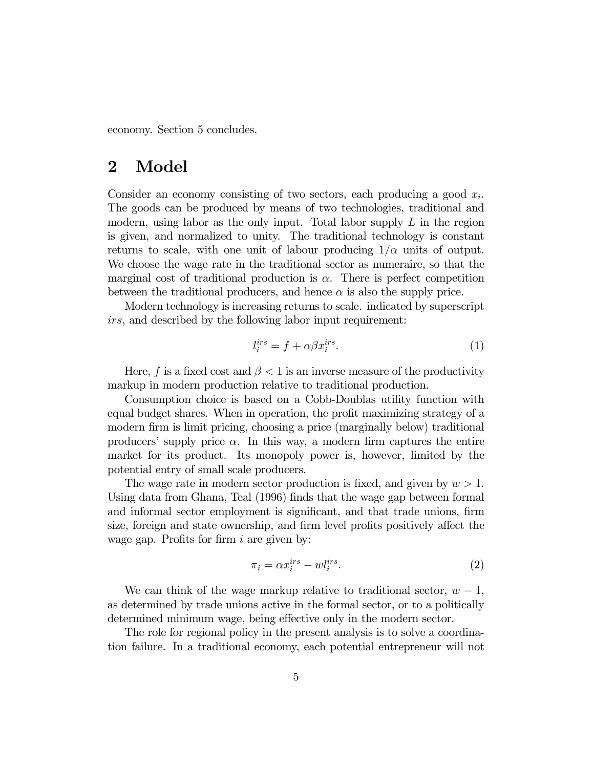economy. Section 5 concludes.

## 2 Model

Consider an economy consisting of two sectors, each producing a good $x_i$. The goods can be produced by means of two technologies, traditional and modern, using labor as the only input. Total labor supply $L$ in the region is given, and normalized to unity. The traditional technology is constant returns to scale, with one unit of labour producing $1/\alpha$ units of output. We choose the wage rate in the traditional sector as numeraire, so that the marginal cost of traditional production is $\alpha$. There is perfect competition between the traditional producers, and hence $\alpha$ is also the supply price.

Modern technology is increasing returns to scale. indicated by superscript $irs$, and described by the following labor input requirement:

$$l_i^{irs} = f + \alpha\beta x_i^{irs}. \tag{1}$$

Here, $f$ is a fixed cost and $\beta < 1$ is an inverse measure of the productivity markup in modern production relative to traditional production.

Consumption choice is based on a Cobb-Doublas utility function with equal budget shares. When in operation, the profit maximizing strategy of a modern firm is limit pricing, choosing a price (marginally below) traditional producers' supply price $\alpha$. In this way, a modern firm captures the entire market for its product. Its monopoly power is, however, limited by the potential entry of small scale producers.

The wage rate in modern sector production is fixed, and given by $w > 1$. Using data from Ghana, Teal (1996) finds that the wage gap between formal and informal sector employment is significant, and that trade unions, firm size, foreign and state ownership, and firm level profits positively affect the wage gap. Profits for firm $i$ are given by:

$$\pi_i = \alpha x_i^{irs} - w l_i^{irs}. \tag{2}$$

We can think of the wage markup relative to traditional sector, $w - 1$, as determined by trade unions active in the formal sector, or to a politically determined minimum wage, being effective only in the modern sector.

The role for regional policy in the present analysis is to solve a coordination failure. In a traditional economy, each potential entrepreneur will not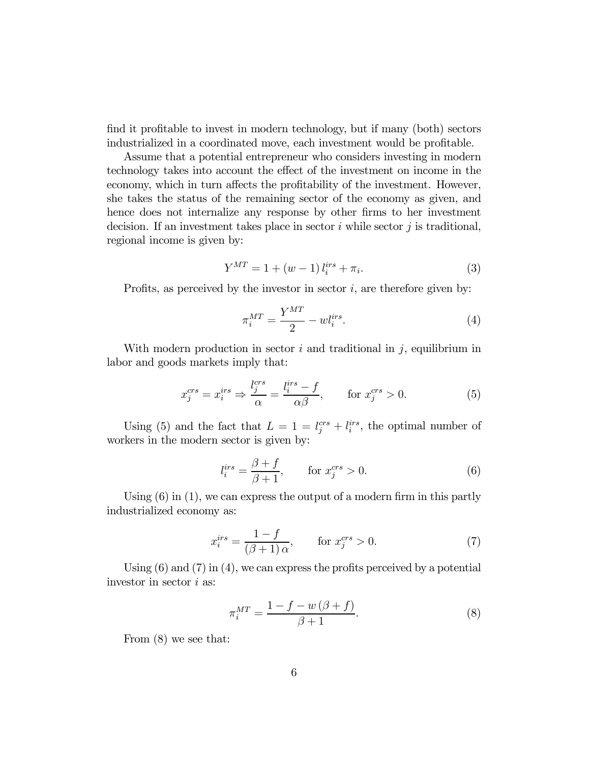find it profitable to invest in modern technology, but if many (both) sectors industrialized in a coordinated move, each investment would be profitable.

Assume that a potential entrepreneur who considers investing in modern technology takes into account the effect of the investment on income in the economy, which in turn affects the profitability of the investment. However, she takes the status of the remaining sector of the economy as given, and hence does not internalize any response by other firms to her investment decision. If an investment takes place in sector $i$ while sector $j$ is traditional, regional income is given by:

$$Y^{MT} = 1 + (w - 1) l_i^{irs} + \pi_i. \tag{3}$$

Profits, as perceived by the investor in sector $i$, are therefore given by:

$$\pi_i^{MT} = \frac{Y^{MT}}{2} - w l_i^{irs}. \tag{4}$$

With modern production in sector $i$ and traditional in $j$, equilibrium in labor and goods markets imply that:

$$x_j^{crs} = x_i^{irs} \Rightarrow \frac{l_j^{crs}}{\alpha} = \frac{l_i^{irs} - f}{\alpha\beta}, \qquad \text{for } x_j^{crs} > 0. \tag{5}$$

Using (5) and the fact that $L = 1 = l_j^{crs} + l_i^{irs}$, the optimal number of workers in the modern sector is given by:

$$l_i^{irs} = \frac{\beta + f}{\beta + 1}, \qquad \text{for } x_j^{crs} > 0. \tag{6}$$

Using (6) in (1), we can express the output of a modern firm in this partly industrialized economy as:

$$x_i^{irs} = \frac{1 - f}{(\beta + 1)\,\alpha}, \qquad \text{for } x_j^{crs} > 0. \tag{7}$$

Using (6) and (7) in (4), we can express the profits perceived by a potential investor in sector $i$ as:

$$\pi_i^{MT} = \frac{1 - f - w(\beta + f)}{\beta + 1}. \tag{8}$$

From (8) we see that: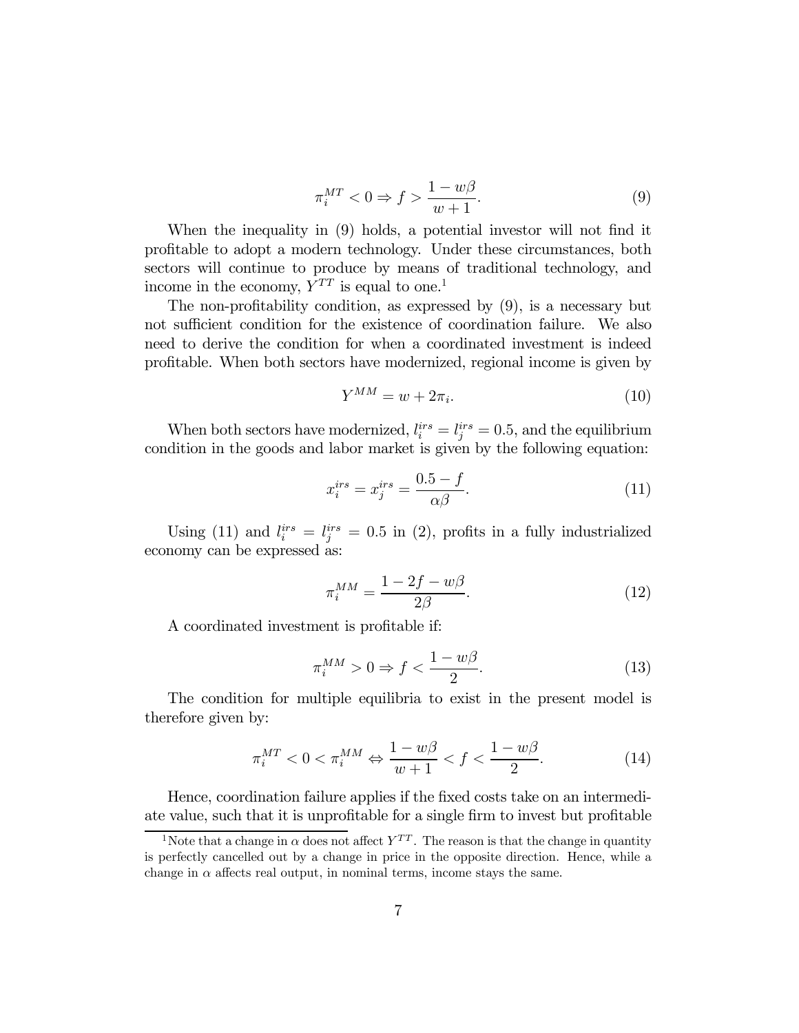$$\pi_i^{MT} < 0 \Rightarrow f > \frac{1 - w\beta}{w + 1}. \tag{9}$$

When the inequality in (9) holds, a potential investor will not find it profitable to adopt a modern technology. Under these circumstances, both sectors will continue to produce by means of traditional technology, and income in the economy, $Y^{TT}$ is equal to one.[1]

The non-profitability condition, as expressed by (9), is a necessary but not sufficient condition for the existence of coordination failure. We also need to derive the condition for when a coordinated investment is indeed profitable. When both sectors have modernized, regional income is given by

$$Y^{MM} = w + 2\pi_i. \tag{10}$$

When both sectors have modernized, $l_i^{irs} = l_j^{irs} = 0.5$, and the equilibrium condition in the goods and labor market is given by the following equation:

$$x_i^{irs} = x_j^{irs} = \frac{0.5 - f}{\alpha\beta}. \tag{11}$$

Using (11) and $l_i^{irs} = l_j^{irs} = 0.5$ in (2), profits in a fully industrialized economy can be expressed as:

$$\pi_i^{MM} = \frac{1 - 2f - w\beta}{2\beta}. \tag{12}$$

A coordinated investment is profitable if:

$$\pi_i^{MM} > 0 \Rightarrow f < \frac{1 - w\beta}{2}. \tag{13}$$

The condition for multiple equilibria to exist in the present model is therefore given by:

$$\pi_i^{MT} < 0 < \pi_i^{MM} \Leftrightarrow \frac{1 - w\beta}{w + 1} < f < \frac{1 - w\beta}{2}. \tag{14}$$

Hence, coordination failure applies if the fixed costs take on an intermediate value, such that it is unprofitable for a single firm to invest but profitable

[1] Note that a change in $\alpha$ does not affect $Y^{TT}$. The reason is that the change in quantity is perfectly cancelled out by a change in price in the opposite direction. Hence, while a change in $\alpha$ affects real output, in nominal terms, income stays the same.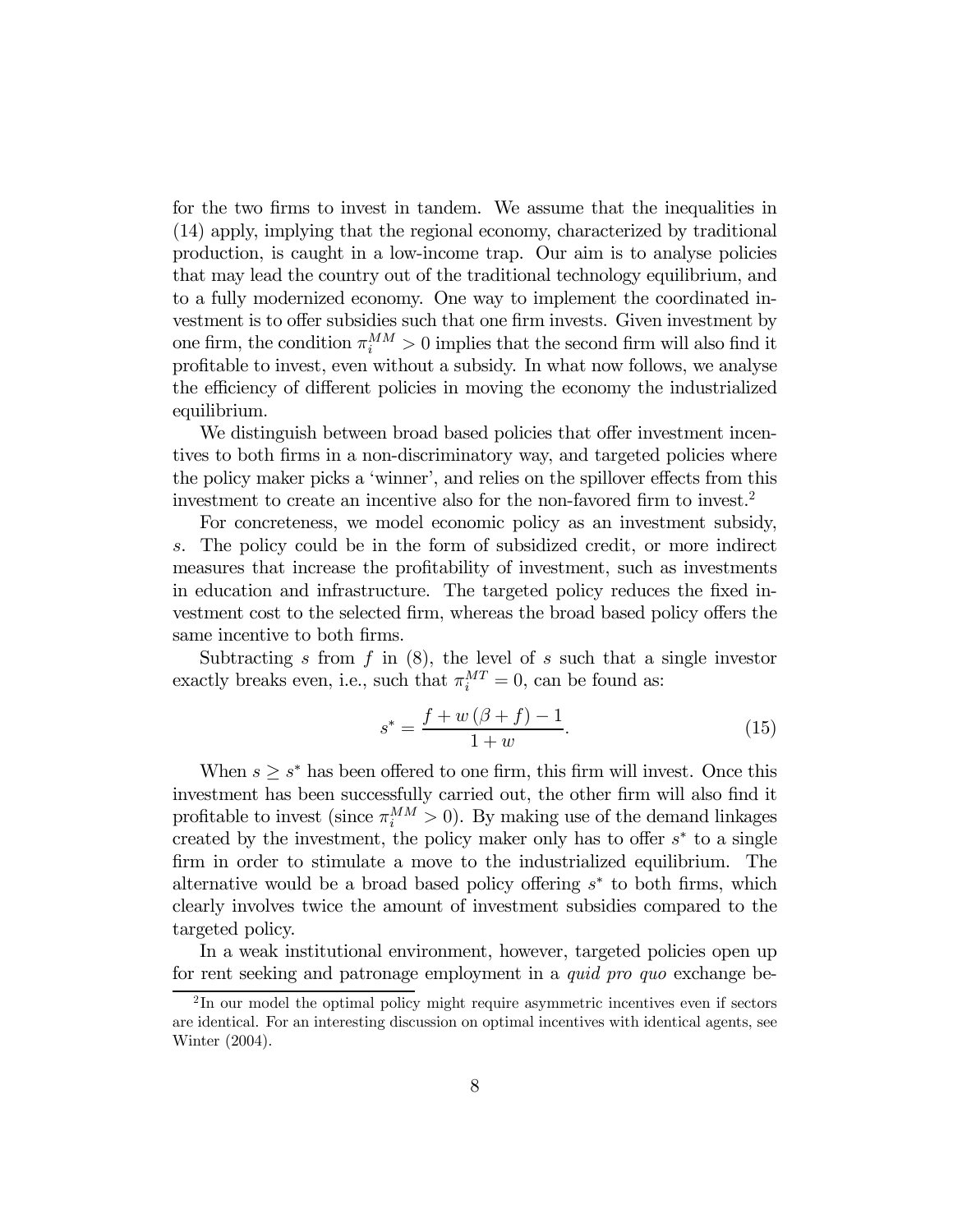for the two firms to invest in tandem. We assume that the inequalities in (14) apply, implying that the regional economy, characterized by traditional production, is caught in a low-income trap. Our aim is to analyse policies that may lead the country out of the traditional technology equilibrium, and to a fully modernized economy. One way to implement the coordinated investment is to offer subsidies such that one firm invests. Given investment by one firm, the condition $\pi_i^{MM} > 0$ implies that the second firm will also find it profitable to invest, even without a subsidy. In what now follows, we analyse the efficiency of different policies in moving the economy the industrialized equilibrium.

We distinguish between broad based policies that offer investment incentives to both firms in a non-discriminatory way, and targeted policies where the policy maker picks a 'winner', and relies on the spillover effects from this investment to create an incentive also for the non-favored firm to invest.[2]

For concreteness, we model economic policy as an investment subsidy, $s$. The policy could be in the form of subsidized credit, or more indirect measures that increase the profitability of investment, such as investments in education and infrastructure. The targeted policy reduces the fixed investment cost to the selected firm, whereas the broad based policy offers the same incentive to both firms.

Subtracting $s$ from $f$ in (8), the level of $s$ such that a single investor exactly breaks even, i.e., such that $\pi_i^{MT} = 0$, can be found as:

$$s^* = \frac{f + w(\beta + f) - 1}{1 + w}. \tag{15}$$

When $s \geq s^*$ has been offered to one firm, this firm will invest. Once this investment has been successfully carried out, the other firm will also find it profitable to invest (since $\pi_i^{MM} > 0$). By making use of the demand linkages created by the investment, the policy maker only has to offer $s^*$ to a single firm in order to stimulate a move to the industrialized equilibrium. The alternative would be a broad based policy offering $s^*$ to both firms, which clearly involves twice the amount of investment subsidies compared to the targeted policy.

In a weak institutional environment, however, targeted policies open up for rent seeking and patronage employment in a *quid pro quo* exchange be-

[2] In our model the optimal policy might require asymmetric incentives even if sectors are identical. For an interesting discussion on optimal incentives with identical agents, see Winter (2004).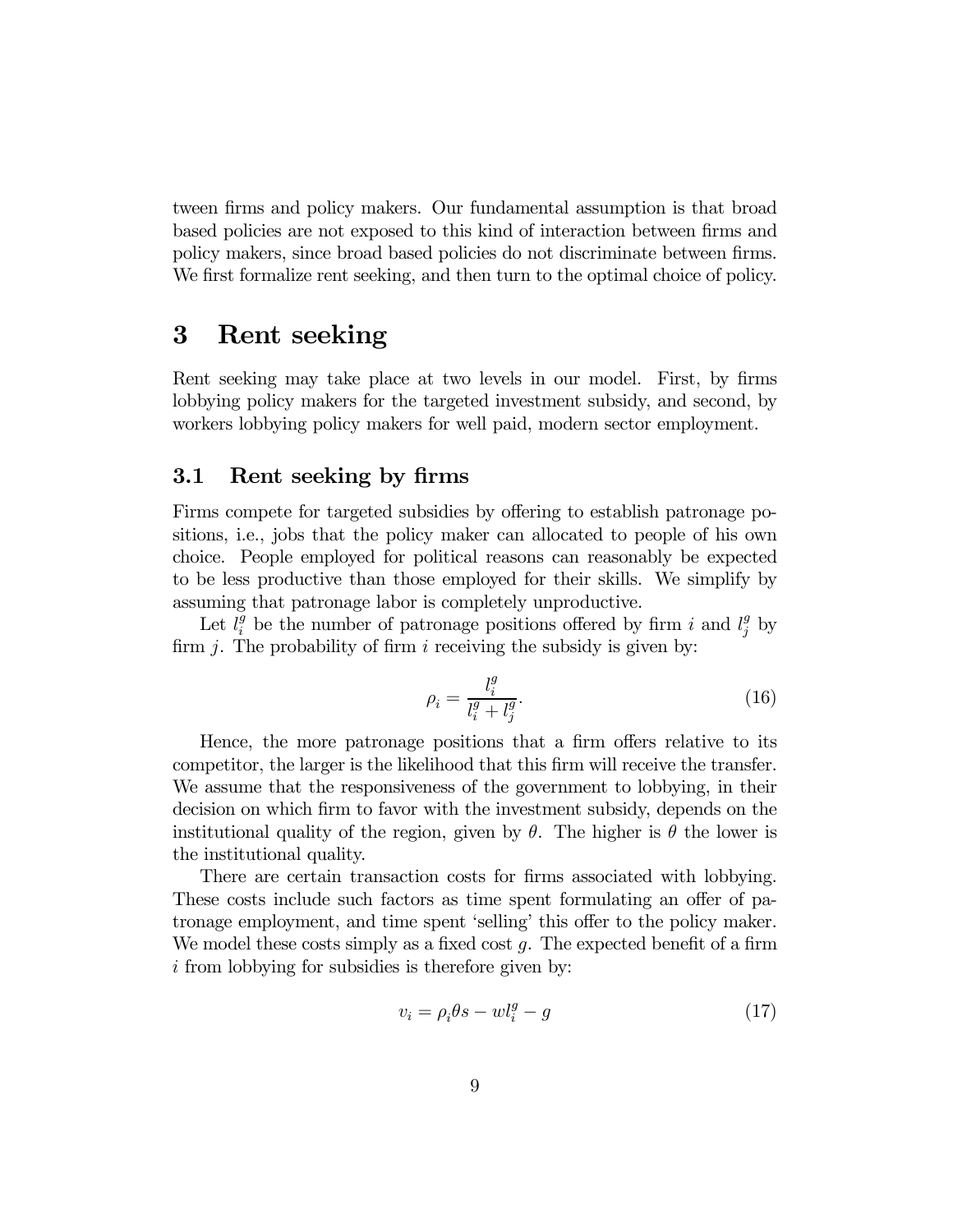tween firms and policy makers. Our fundamental assumption is that broad based policies are not exposed to this kind of interaction between firms and policy makers, since broad based policies do not discriminate between firms. We first formalize rent seeking, and then turn to the optimal choice of policy.

# 3 Rent seeking

Rent seeking may take place at two levels in our model. First, by firms lobbying policy makers for the targeted investment subsidy, and second, by workers lobbying policy makers for well paid, modern sector employment.

## 3.1 Rent seeking by firms

Firms compete for targeted subsidies by offering to establish patronage positions, i.e., jobs that the policy maker can allocated to people of his own choice. People employed for political reasons can reasonably be expected to be less productive than those employed for their skills. We simplify by assuming that patronage labor is completely unproductive.

Let $l_i^g$ be the number of patronage positions offered by firm $i$ and $l_j^g$ by firm $j$. The probability of firm $i$ receiving the subsidy is given by:

$$\rho_i = \frac{l_i^g}{l_i^g + l_j^g}. \tag{16}$$

Hence, the more patronage positions that a firm offers relative to its competitor, the larger is the likelihood that this firm will receive the transfer. We assume that the responsiveness of the government to lobbying, in their decision on which firm to favor with the investment subsidy, depends on the institutional quality of the region, given by $\theta$. The higher is $\theta$ the lower is the institutional quality.

There are certain transaction costs for firms associated with lobbying. These costs include such factors as time spent formulating an offer of patronage employment, and time spent 'selling' this offer to the policy maker. We model these costs simply as a fixed cost $g$. The expected benefit of a firm $i$ from lobbying for subsidies is therefore given by:

$$v_i = \rho_i \theta s - w l_i^g - g \tag{17}$$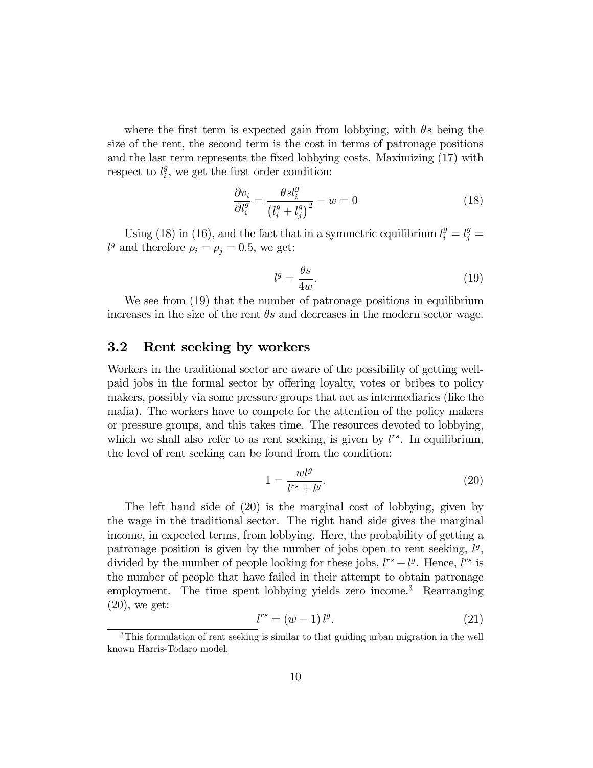where the first term is expected gain from lobbying, with $\theta s$ being the size of the rent, the second term is the cost in terms of patronage positions and the last term represents the fixed lobbying costs. Maximizing (17) with respect to $l_i^g$, we get the first order condition:

$$\frac{\partial v_i}{\partial l_i^g} = \frac{\theta s l_i^g}{\left(l_i^g + l_j^g\right)^2} - w = 0 \tag{18}$$

Using (18) in (16), and the fact that in a symmetric equilibrium $l_i^g = l_j^g = l^g$ and therefore $\rho_i = \rho_j = 0.5$, we get:

$$l^g = \frac{\theta s}{4w}. \tag{19}$$

We see from (19) that the number of patronage positions in equilibrium increases in the size of the rent $\theta s$ and decreases in the modern sector wage.

## 3.2 Rent seeking by workers

Workers in the traditional sector are aware of the possibility of getting well-paid jobs in the formal sector by offering loyalty, votes or bribes to policy makers, possibly via some pressure groups that act as intermediaries (like the mafia). The workers have to compete for the attention of the policy makers or pressure groups, and this takes time. The resources devoted to lobbying, which we shall also refer to as rent seeking, is given by $l^{rs}$. In equilibrium, the level of rent seeking can be found from the condition:

$$1 = \frac{w l^g}{l^{rs} + l^g}. \tag{20}$$

The left hand side of (20) is the marginal cost of lobbying, given by the wage in the traditional sector. The right hand side gives the marginal income, in expected terms, from lobbying. Here, the probability of getting a patronage position is given by the number of jobs open to rent seeking, $l^g$, divided by the number of people looking for these jobs, $l^{rs} + l^g$. Hence, $l^{rs}$ is the number of people that have failed in their attempt to obtain patronage employment. The time spent lobbying yields zero income.[3] Rearranging (20), we get:

$$l^{rs} = (w - 1)\, l^g. \tag{21}$$

[3] This formulation of rent seeking is similar to that guiding urban migration in the well known Harris-Todaro model.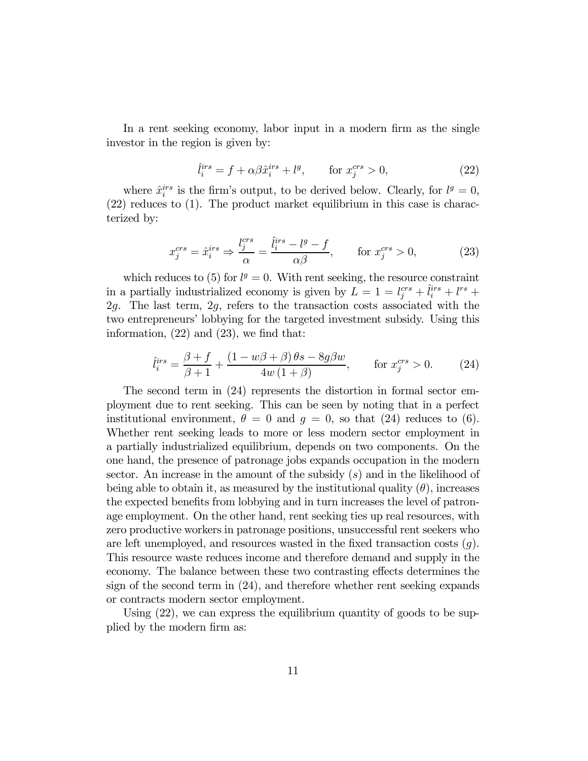In a rent seeking economy, labor input in a modern firm as the single investor in the region is given by:

$$\hat{l}_i^{irs} = f + \alpha\beta\hat{x}_i^{irs} + l^g, \qquad \text{for } x_j^{crs} > 0, \tag{22}$$

where $\hat{x}_i^{irs}$ is the firm's output, to be derived below. Clearly, for $l^g = 0$, (22) reduces to (1). The product market equilibrium in this case is characterized by:

$$x_j^{crs} = \hat{x}_i^{irs} \Rightarrow \frac{l_j^{crs}}{\alpha} = \frac{\hat{l}_i^{irs} - l^g - f}{\alpha\beta}, \qquad \text{for } x_j^{crs} > 0, \tag{23}$$

which reduces to (5) for $l^g = 0$. With rent seeking, the resource constraint in a partially industrialized economy is given by $L = 1 = l_j^{crs} + \hat{l}_i^{irs} + l^{rs} + 2g$. The last term, $2g$, refers to the transaction costs associated with the two entrepreneurs' lobbying for the targeted investment subsidy. Using this information, (22) and (23), we find that:

$$\hat{l}_i^{irs} = \frac{\beta + f}{\beta + 1} + \frac{(1 - w\beta + \beta)\,\theta s - 8g\beta w}{4w\,(1 + \beta)}, \qquad \text{for } x_j^{crs} > 0. \tag{24}$$

The second term in (24) represents the distortion in formal sector employment due to rent seeking. This can be seen by noting that in a perfect institutional environment, $\theta = 0$ and $g = 0$, so that (24) reduces to (6). Whether rent seeking leads to more or less modern sector employment in a partially industrialized equilibrium, depends on two components. On the one hand, the presence of patronage jobs expands occupation in the modern sector. An increase in the amount of the subsidy ($s$) and in the likelihood of being able to obtain it, as measured by the institutional quality ($\theta$), increases the expected benefits from lobbying and in turn increases the level of patronage employment. On the other hand, rent seeking ties up real resources, with zero productive workers in patronage positions, unsuccessful rent seekers who are left unemployed, and resources wasted in the fixed transaction costs ($g$). This resource waste reduces income and therefore demand and supply in the economy. The balance between these two contrasting effects determines the sign of the second term in (24), and therefore whether rent seeking expands or contracts modern sector employment.

Using (22), we can express the equilibrium quantity of goods to be supplied by the modern firm as: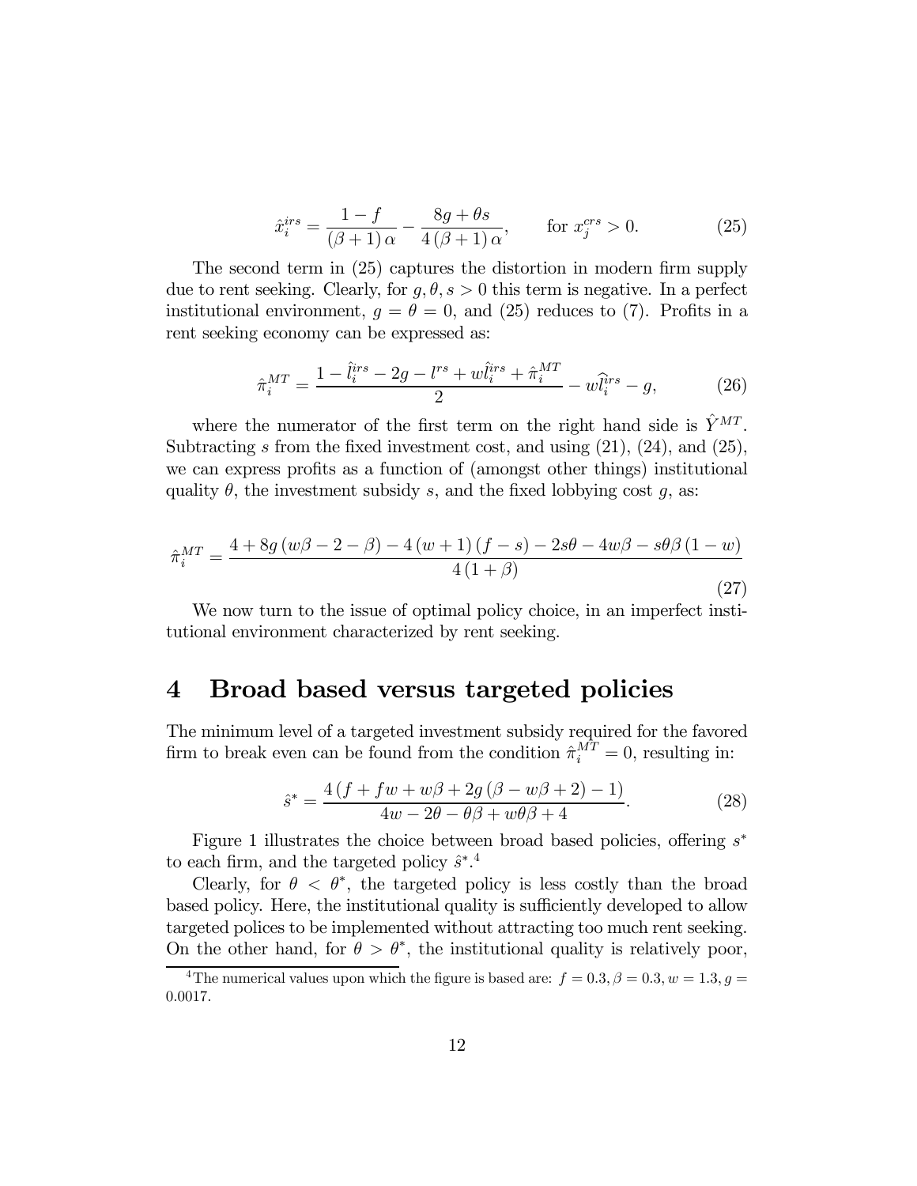$$\hat{x}_i^{irs} = \frac{1-f}{(\beta+1)\,\alpha} - \frac{8g+\theta s}{4(\beta+1)\,\alpha}, \qquad \text{for } x_j^{crs} > 0. \tag{25}$$

The second term in (25) captures the distortion in modern firm supply due to rent seeking. Clearly, for $g, \theta, s > 0$ this term is negative. In a perfect institutional environment, $g = \theta = 0$, and (25) reduces to (7). Profits in a rent seeking economy can be expressed as:

$$\hat{\pi}_i^{MT} = \frac{1 - \hat{l}_i^{irs} - 2g - l^{rs} + w\hat{l}_i^{irs} + \hat{\pi}_i^{MT}}{2} - w\hat{l}_i^{irs} - g, \tag{26}$$

where the numerator of the first term on the right hand side is $\hat{Y}^{MT}$. Subtracting $s$ from the fixed investment cost, and using (21), (24), and (25), we can express profits as a function of (amongst other things) institutional quality $\theta$, the investment subsidy $s$, and the fixed lobbying cost $g$, as:

$$\hat{\pi}_i^{MT} = \frac{4 + 8g\,(w\beta - 2 - \beta) - 4\,(w+1)\,(f-s) - 2s\theta - 4w\beta - s\theta\beta\,(1-w)}{4\,(1+\beta)} \tag{27}$$

We now turn to the issue of optimal policy choice, in an imperfect institutional environment characterized by rent seeking.

# 4 Broad based versus targeted policies

The minimum level of a targeted investment subsidy required for the favored firm to break even can be found from the condition $\hat{\pi}_i^{MT} = 0$, resulting in:

$$\hat{s}^* = \frac{4\,(f + fw + w\beta + 2g\,(\beta - w\beta + 2) - 1)}{4w - 2\theta - \theta\beta + w\theta\beta + 4}. \tag{28}$$

Figure 1 illustrates the choice between broad based policies, offering $s^*$ to each firm, and the targeted policy $\hat{s}^*$.[4]

Clearly, for $\theta < \theta^*$, the targeted policy is less costly than the broad based policy. Here, the institutional quality is sufficiently developed to allow targeted polices to be implemented without attracting too much rent seeking. On the other hand, for $\theta > \theta^*$, the institutional quality is relatively poor,

[4] The numerical values upon which the figure is based are: $f = 0.3, \beta = 0.3, w = 1.3, g = 0.0017$.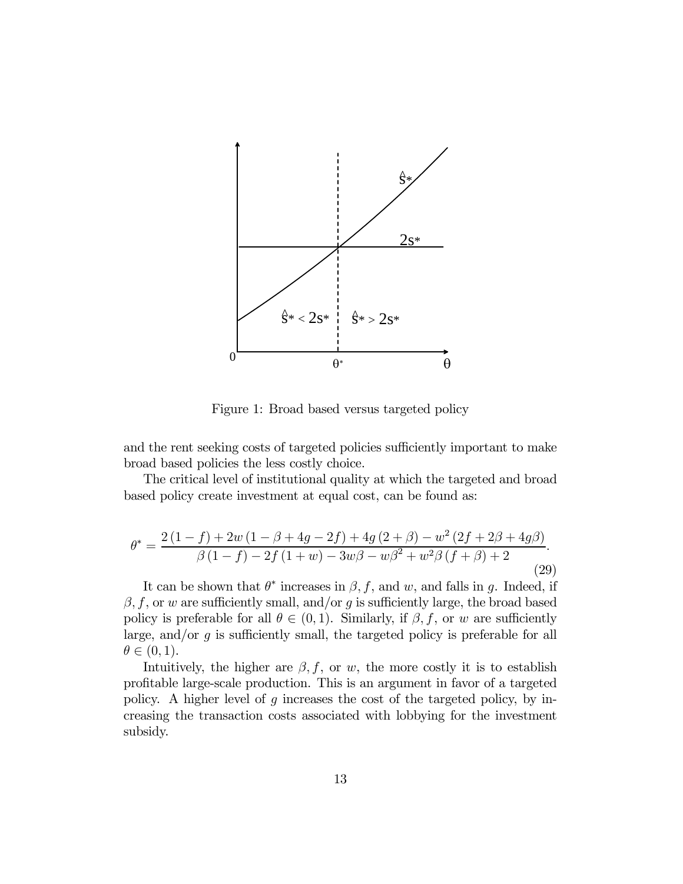Figure 1: Broad based versus targeted policy

and the rent seeking costs of targeted policies sufficiently important to make broad based policies the less costly choice.

The critical level of institutional quality at which the targeted and broad based policy create investment at equal cost, can be found as:

$$\theta^* = \frac{2(1-f) + 2w(1-\beta+4g-2f) + 4g(2+\beta) - w^2(2f+2\beta+4g\beta)}{\beta(1-f) - 2f(1+w) - 3w\beta - w\beta^2 + w^2\beta(f+\beta) + 2}. \tag{29}$$

It can be shown that $\theta^*$ increases in $\beta, f$, and $w$, and falls in $g$. Indeed, if $\beta, f$, or $w$ are sufficiently small, and/or $g$ is sufficiently large, the broad based policy is preferable for all $\theta \in (0,1)$. Similarly, if $\beta, f$, or $w$ are sufficiently large, and/or $g$ is sufficiently small, the targeted policy is preferable for all $\theta \in (0,1)$.

Intuitively, the higher are $\beta, f$, or $w$, the more costly it is to establish profitable large-scale production. This is an argument in favor of a targeted policy. A higher level of $g$ increases the cost of the targeted policy, by increasing the transaction costs associated with lobbying for the investment subsidy.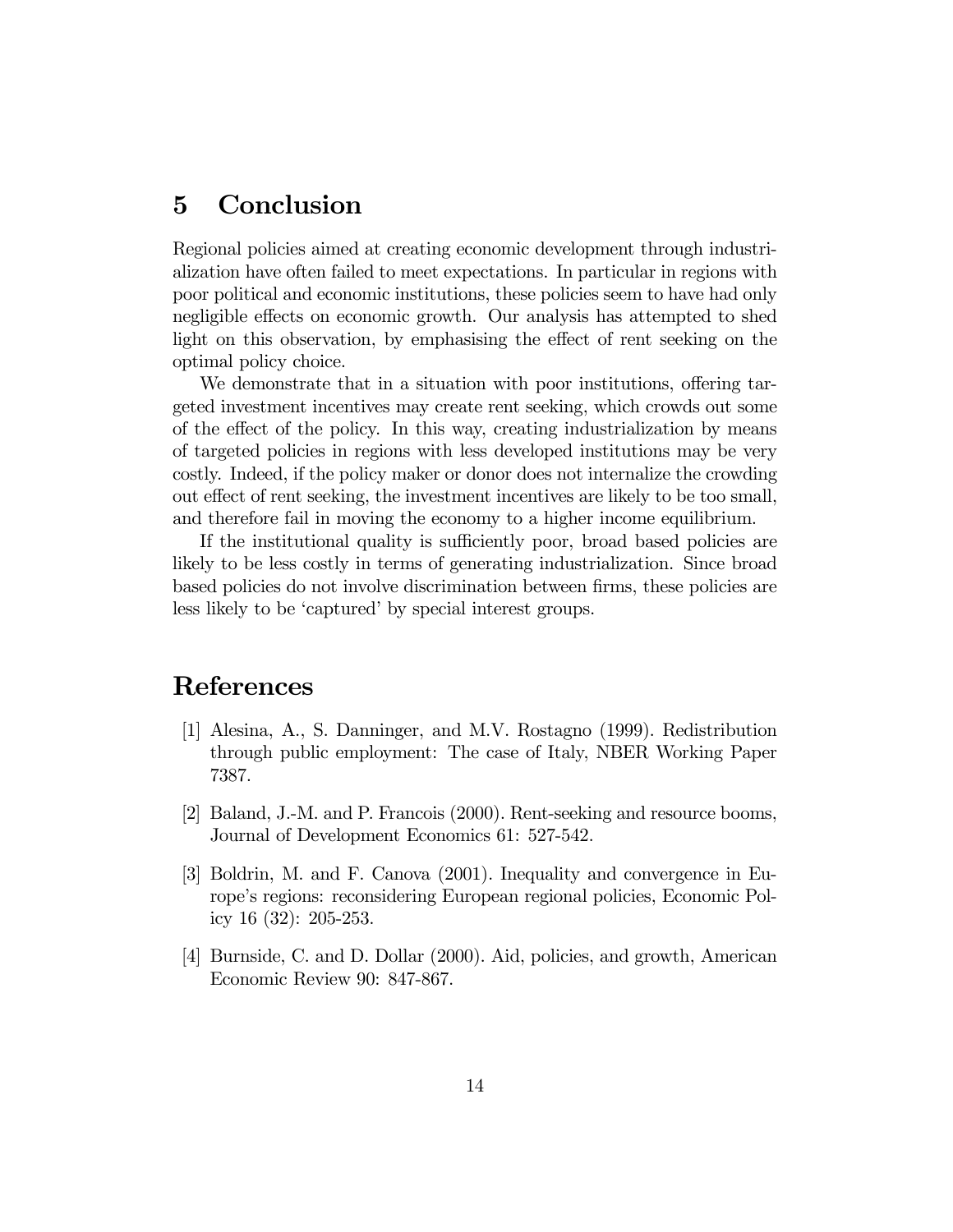# 5 Conclusion

Regional policies aimed at creating economic development through industrialization have often failed to meet expectations. In particular in regions with poor political and economic institutions, these policies seem to have had only negligible effects on economic growth. Our analysis has attempted to shed light on this observation, by emphasising the effect of rent seeking on the optimal policy choice.

We demonstrate that in a situation with poor institutions, offering targeted investment incentives may create rent seeking, which crowds out some of the effect of the policy. In this way, creating industrialization by means of targeted policies in regions with less developed institutions may be very costly. Indeed, if the policy maker or donor does not internalize the crowding out effect of rent seeking, the investment incentives are likely to be too small, and therefore fail in moving the economy to a higher income equilibrium.

If the institutional quality is sufficiently poor, broad based policies are likely to be less costly in terms of generating industrialization. Since broad based policies do not involve discrimination between firms, these policies are less likely to be 'captured' by special interest groups.

# References

[1] Alesina, A., S. Danninger, and M.V. Rostagno (1999). Redistribution through public employment: The case of Italy, NBER Working Paper 7387.

[2] Baland, J.-M. and P. Francois (2000). Rent-seeking and resource booms, Journal of Development Economics 61: 527-542.

[3] Boldrin, M. and F. Canova (2001). Inequality and convergence in Europe's regions: reconsidering European regional policies, Economic Policy 16 (32): 205-253.

[4] Burnside, C. and D. Dollar (2000). Aid, policies, and growth, American Economic Review 90: 847-867.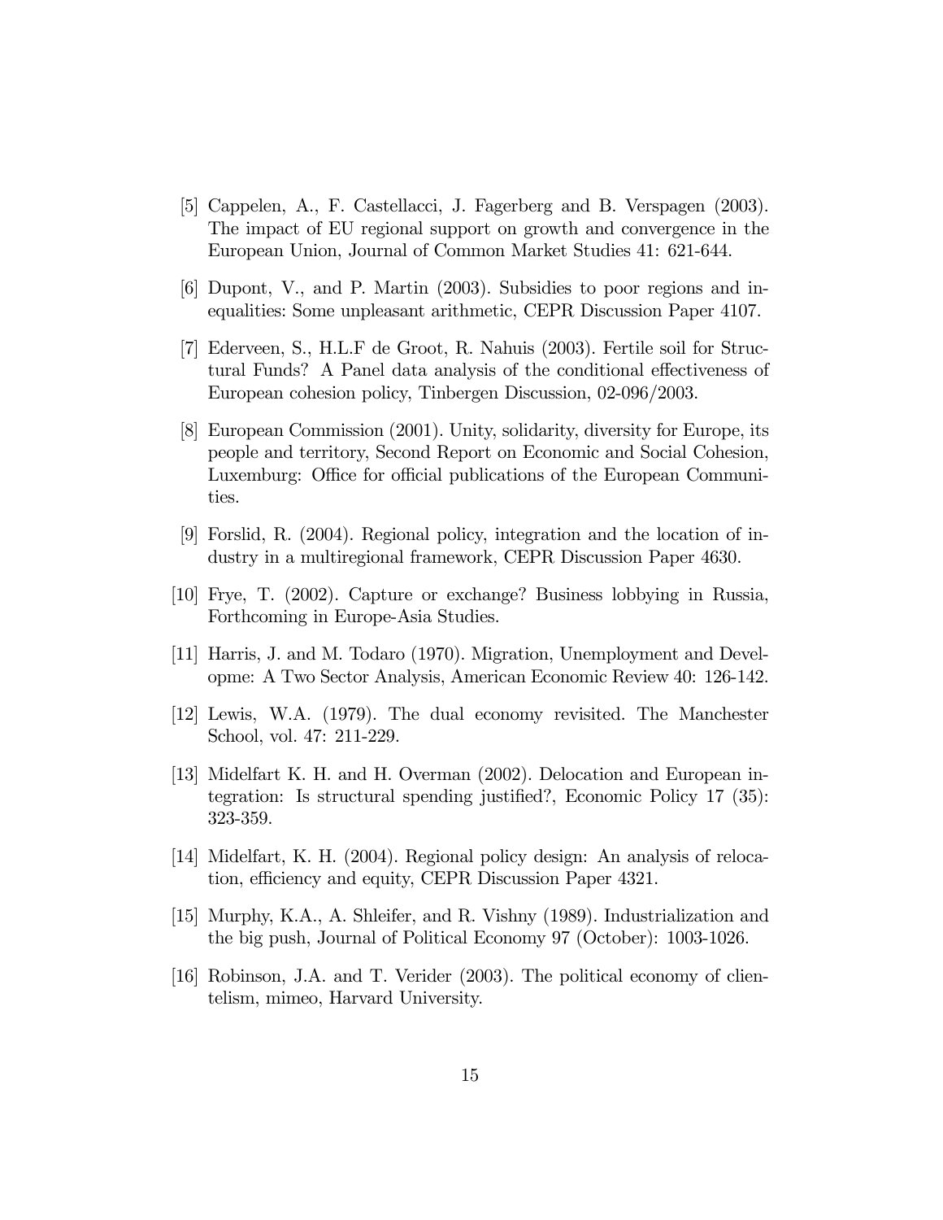[5] Cappelen, A., F. Castellacci, J. Fagerberg and B. Verspagen (2003). The impact of EU regional support on growth and convergence in the European Union, Journal of Common Market Studies 41: 621-644.

[6] Dupont, V., and P. Martin (2003). Subsidies to poor regions and inequalities: Some unpleasant arithmetic, CEPR Discussion Paper 4107.

[7] Ederveen, S., H.L.F de Groot, R. Nahuis (2003). Fertile soil for Structural Funds? A Panel data analysis of the conditional effectiveness of European cohesion policy, Tinbergen Discussion, 02-096/2003.

[8] European Commission (2001). Unity, solidarity, diversity for Europe, its people and territory, Second Report on Economic and Social Cohesion, Luxemburg: Office for official publications of the European Communities.

[9] Forslid, R. (2004). Regional policy, integration and the location of industry in a multiregional framework, CEPR Discussion Paper 4630.

[10] Frye, T. (2002). Capture or exchange? Business lobbying in Russia, Forthcoming in Europe-Asia Studies.

[11] Harris, J. and M. Todaro (1970). Migration, Unemployment and Developme: A Two Sector Analysis, American Economic Review 40: 126-142.

[12] Lewis, W.A. (1979). The dual economy revisited. The Manchester School, vol. 47: 211-229.

[13] Midelfart K. H. and H. Overman (2002). Delocation and European integration: Is structural spending justified?, Economic Policy 17 (35): 323-359.

[14] Midelfart, K. H. (2004). Regional policy design: An analysis of relocation, efficiency and equity, CEPR Discussion Paper 4321.

[15] Murphy, K.A., A. Shleifer, and R. Vishny (1989). Industrialization and the big push, Journal of Political Economy 97 (October): 1003-1026.

[16] Robinson, J.A. and T. Verider (2003). The political economy of clientelism, mimeo, Harvard University.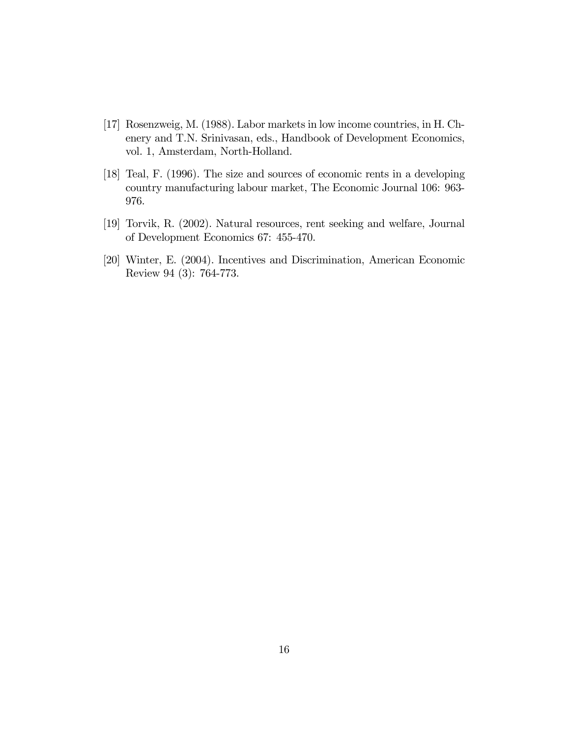[17] Rosenzweig, M. (1988). Labor markets in low income countries, in H. Chenery and T.N. Srinivasan, eds., Handbook of Development Economics, vol. 1, Amsterdam, North-Holland.

[18] Teal, F. (1996). The size and sources of economic rents in a developing country manufacturing labour market, The Economic Journal 106: 963-976.

[19] Torvik, R. (2002). Natural resources, rent seeking and welfare, Journal of Development Economics 67: 455-470.

[20] Winter, E. (2004). Incentives and Discrimination, American Economic Review 94 (3): 764-773.